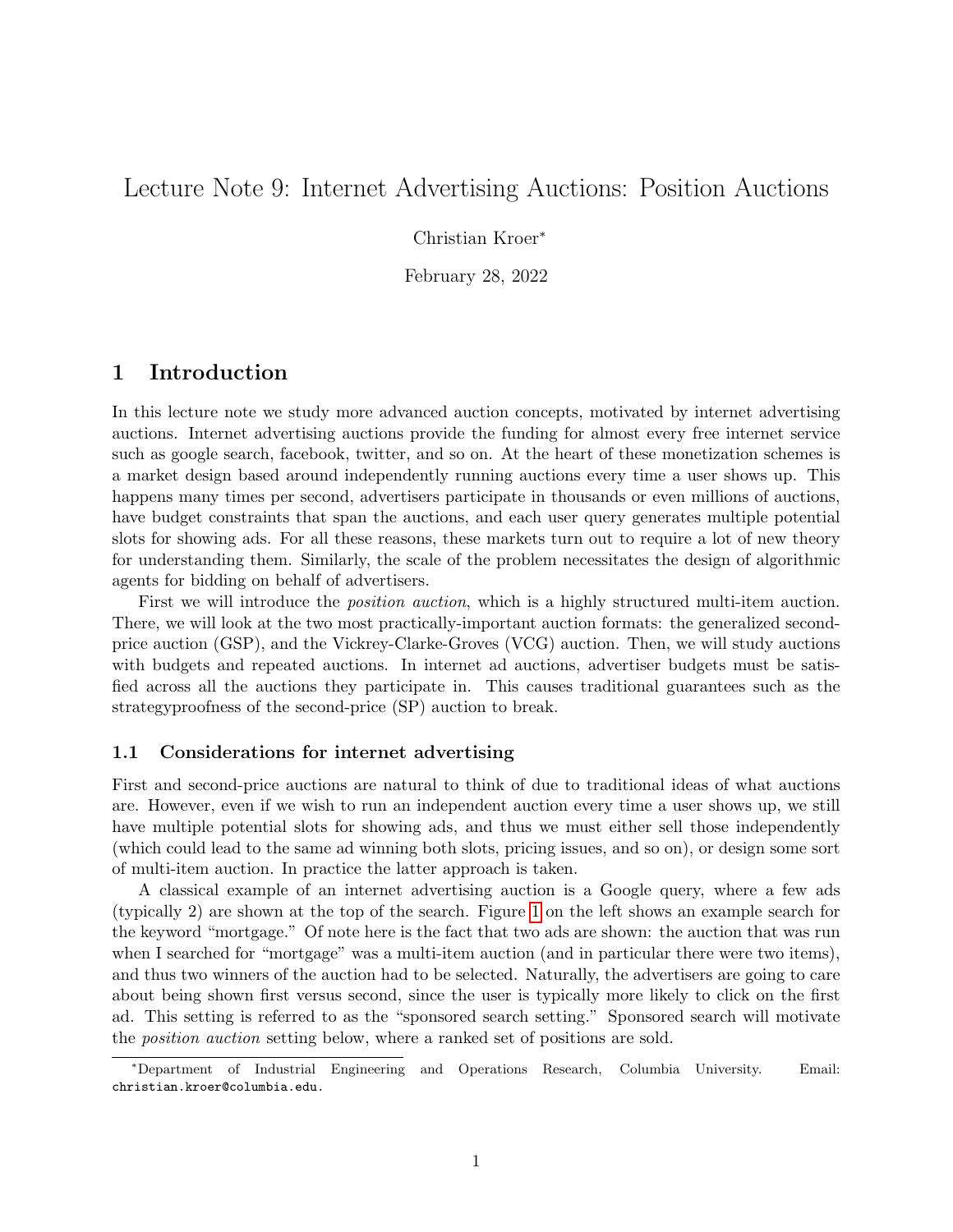# Lecture Note 9: Internet Advertising Auctions: Position Auctions

Christian Kroer[*]

February 28, 2022

## 1 Introduction

In this lecture note we study more advanced auction concepts, motivated by internet advertising auctions. Internet advertising auctions provide the funding for almost every free internet service such as google search, facebook, twitter, and so on. At the heart of these monetization schemes is a market design based around independently running auctions every time a user shows up. This happens many times per second, advertisers participate in thousands or even millions of auctions, have budget constraints that span the auctions, and each user query generates multiple potential slots for showing ads. For all these reasons, these markets turn out to require a lot of new theory for understanding them. Similarly, the scale of the problem necessitates the design of algorithmic agents for bidding on behalf of advertisers.

First we will introduce the *position auction*, which is a highly structured multi-item auction. There, we will look at the two most practically-important auction formats: the generalized second-price auction (GSP), and the Vickrey-Clarke-Groves (VCG) auction. Then, we will study auctions with budgets and repeated auctions. In internet ad auctions, advertiser budgets must be satisfied across all the auctions they participate in. This causes traditional guarantees such as the strategyproofness of the second-price (SP) auction to break.

### 1.1 Considerations for internet advertising

First and second-price auctions are natural to think of due to traditional ideas of what auctions are. However, even if we wish to run an independent auction every time a user shows up, we still have multiple potential slots for showing ads, and thus we must either sell those independently (which could lead to the same ad winning both slots, pricing issues, and so on), or design some sort of multi-item auction. In practice the latter approach is taken.

A classical example of an internet advertising auction is a Google query, where a few ads (typically 2) are shown at the top of the search. Figure 1 on the left shows an example search for the keyword "mortgage." Of note here is the fact that two ads are shown: the auction that was run when I searched for "mortgage" was a multi-item auction (and in particular there were two items), and thus two winners of the auction had to be selected. Naturally, the advertisers are going to care about being shown first versus second, since the user is typically more likely to click on the first ad. This setting is referred to as the "sponsored search setting." Sponsored search will motivate the *position auction* setting below, where a ranked set of positions are sold.

[*]Department of Industrial Engineering and Operations Research, Columbia University. Email: christian.kroer@columbia.edu.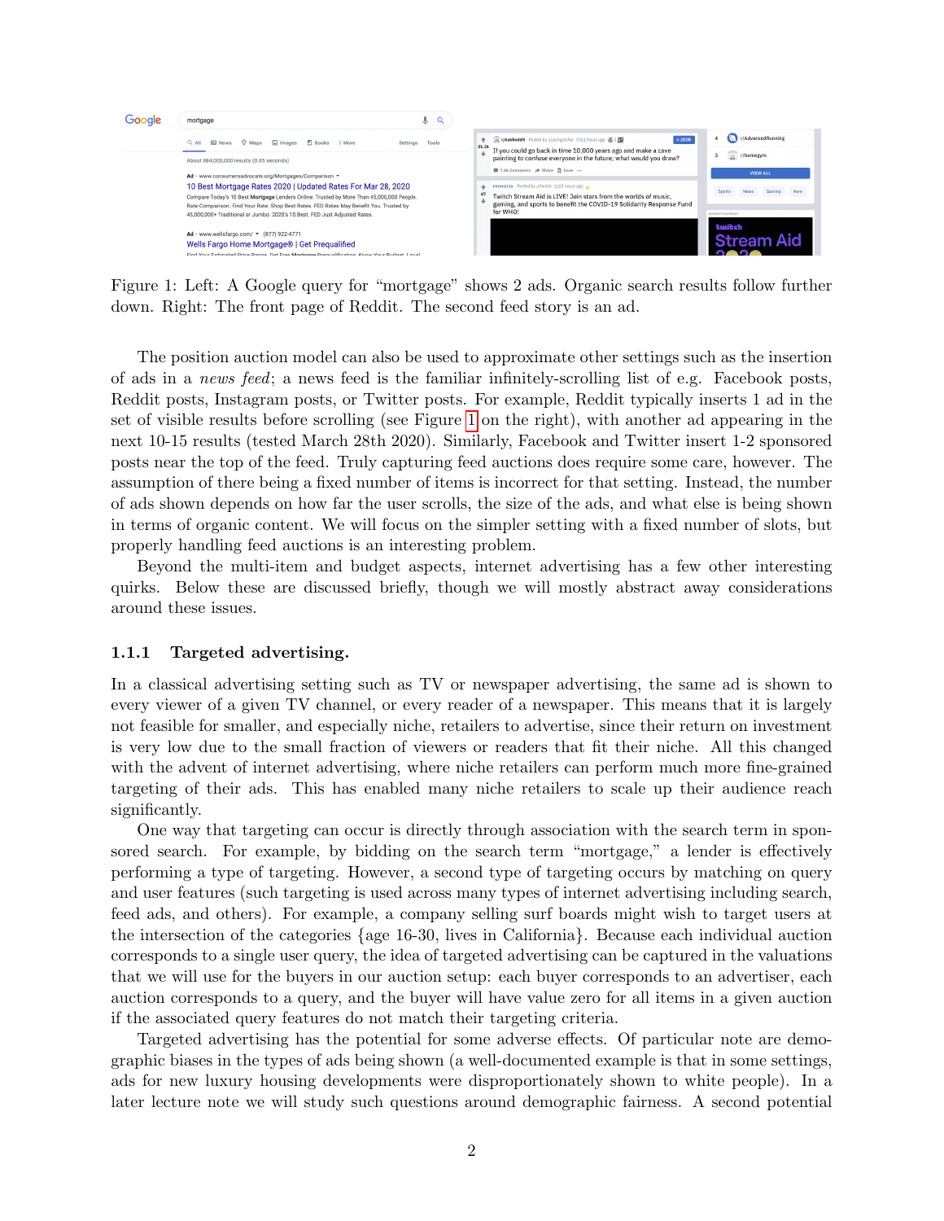Figure 1: Left: A Google query for "mortgage" shows 2 ads. Organic search results follow further down. Right: The front page of Reddit. The second feed story is an ad.

The position auction model can also be used to approximate other settings such as the insertion of ads in a *news feed*; a news feed is the familiar infinitely-scrolling list of e.g. Facebook posts, Reddit posts, Instagram posts, or Twitter posts. For example, Reddit typically inserts 1 ad in the set of visible results before scrolling (see Figure 1 on the right), with another ad appearing in the next 10-15 results (tested March 28th 2020). Similarly, Facebook and Twitter insert 1-2 sponsored posts near the top of the feed. Truly capturing feed auctions does require some care, however. The assumption of there being a fixed number of items is incorrect for that setting. Instead, the number of ads shown depends on how far the user scrolls, the size of the ads, and what else is being shown in terms of organic content. We will focus on the simpler setting with a fixed number of slots, but properly handling feed auctions is an interesting problem.

Beyond the multi-item and budget aspects, internet advertising has a few other interesting quirks. Below these are discussed briefly, though we will mostly abstract away considerations around these issues.

### 1.1.1 Targeted advertising.

In a classical advertising setting such as TV or newspaper advertising, the same ad is shown to every viewer of a given TV channel, or every reader of a newspaper. This means that it is largely not feasible for smaller, and especially niche, retailers to advertise, since their return on investment is very low due to the small fraction of viewers or readers that fit their niche. All this changed with the advent of internet advertising, where niche retailers can perform much more fine-grained targeting of their ads. This has enabled many niche retailers to scale up their audience reach significantly.

One way that targeting can occur is directly through association with the search term in sponsored search. For example, by bidding on the search term "mortgage," a lender is effectively performing a type of targeting. However, a second type of targeting occurs by matching on query and user features (such targeting is used across many types of internet advertising including search, feed ads, and others). For example, a company selling surf boards might wish to target users at the intersection of the categories {age 16-30, lives in California}. Because each individual auction corresponds to a single user query, the idea of targeted advertising can be captured in the valuations that we will use for the buyers in our auction setup: each buyer corresponds to an advertiser, each auction corresponds to a query, and the buyer will have value zero for all items in a given auction if the associated query features do not match their targeting criteria.

Targeted advertising has the potential for some adverse effects. Of particular note are demographic biases in the types of ads being shown (a well-documented example is that in some settings, ads for new luxury housing developments were disproportionately shown to white people). In a later lecture note we will study such questions around demographic fairness. A second potential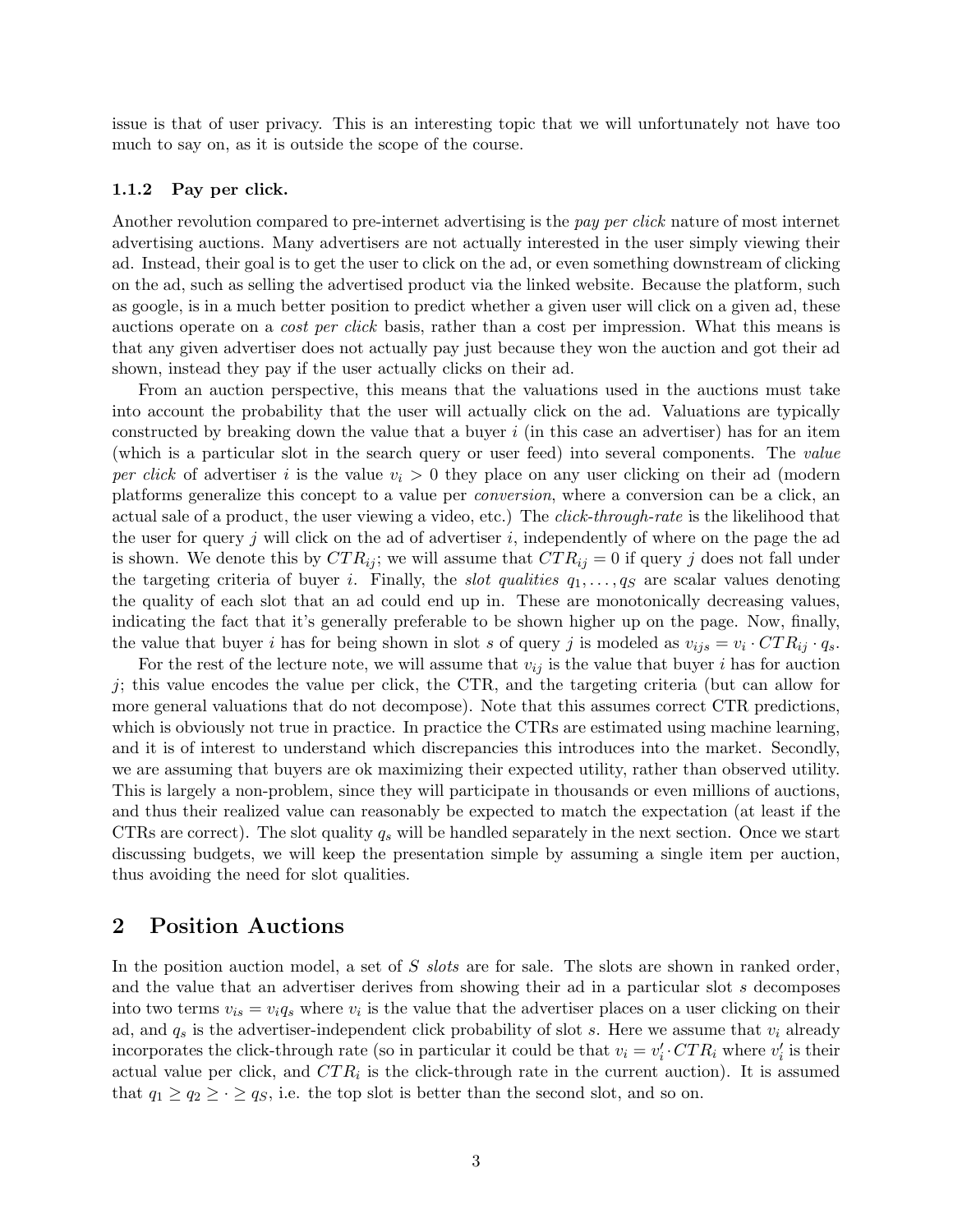issue is that of user privacy. This is an interesting topic that we will unfortunately not have too much to say on, as it is outside the scope of the course.

### 1.1.2 Pay per click.

Another revolution compared to pre-internet advertising is the *pay per click* nature of most internet advertising auctions. Many advertisers are not actually interested in the user simply viewing their ad. Instead, their goal is to get the user to click on the ad, or even something downstream of clicking on the ad, such as selling the advertised product via the linked website. Because the platform, such as google, is in a much better position to predict whether a given user will click on a given ad, these auctions operate on a *cost per click* basis, rather than a cost per impression. What this means is that any given advertiser does not actually pay just because they won the auction and got their ad shown, instead they pay if the user actually clicks on their ad.

From an auction perspective, this means that the valuations used in the auctions must take into account the probability that the user will actually click on the ad. Valuations are typically constructed by breaking down the value that a buyer $i$ (in this case an advertiser) has for an item (which is a particular slot in the search query or user feed) into several components. The *value per click* of advertiser $i$ is the value $v_i > 0$ they place on any user clicking on their ad (modern platforms generalize this concept to a value per *conversion*, where a conversion can be a click, an actual sale of a product, the user viewing a video, etc.) The *click-through-rate* is the likelihood that the user for query $j$ will click on the ad of advertiser $i$, independently of where on the page the ad is shown. We denote this by $CTR_{ij}$; we will assume that $CTR_{ij} = 0$ if query $j$ does not fall under the targeting criteria of buyer $i$. Finally, the *slot qualities* $q_1, \ldots, q_S$ are scalar values denoting the quality of each slot that an ad could end up in. These are monotonically decreasing values, indicating the fact that it's generally preferable to be shown higher up on the page. Now, finally, the value that buyer $i$ has for being shown in slot $s$ of query $j$ is modeled as $v_{ijs} = v_i \cdot CTR_{ij} \cdot q_s$.

For the rest of the lecture note, we will assume that $v_{ij}$ is the value that buyer $i$ has for auction $j$; this value encodes the value per click, the CTR, and the targeting criteria (but can allow for more general valuations that do not decompose). Note that this assumes correct CTR predictions, which is obviously not true in practice. In practice the CTRs are estimated using machine learning, and it is of interest to understand which discrepancies this introduces into the market. Secondly, we are assuming that buyers are ok maximizing their expected utility, rather than observed utility. This is largely a non-problem, since they will participate in thousands or even millions of auctions, and thus their realized value can reasonably be expected to match the expectation (at least if the CTRs are correct). The slot quality $q_s$ will be handled separately in the next section. Once we start discussing budgets, we will keep the presentation simple by assuming a single item per auction, thus avoiding the need for slot qualities.

## 2 Position Auctions

In the position auction model, a set of $S$ *slots* are for sale. The slots are shown in ranked order, and the value that an advertiser derives from showing their ad in a particular slot $s$ decomposes into two terms $v_{is} = v_i q_s$ where $v_i$ is the value that the advertiser places on a user clicking on their ad, and $q_s$ is the advertiser-independent click probability of slot $s$. Here we assume that $v_i$ already incorporates the click-through rate (so in particular it could be that $v_i = v'_i \cdot CTR_i$ where $v'_i$ is their actual value per click, and $CTR_i$ is the click-through rate in the current auction). It is assumed that $q_1 \geq q_2 \geq \cdot \geq q_S$, i.e. the top slot is better than the second slot, and so on.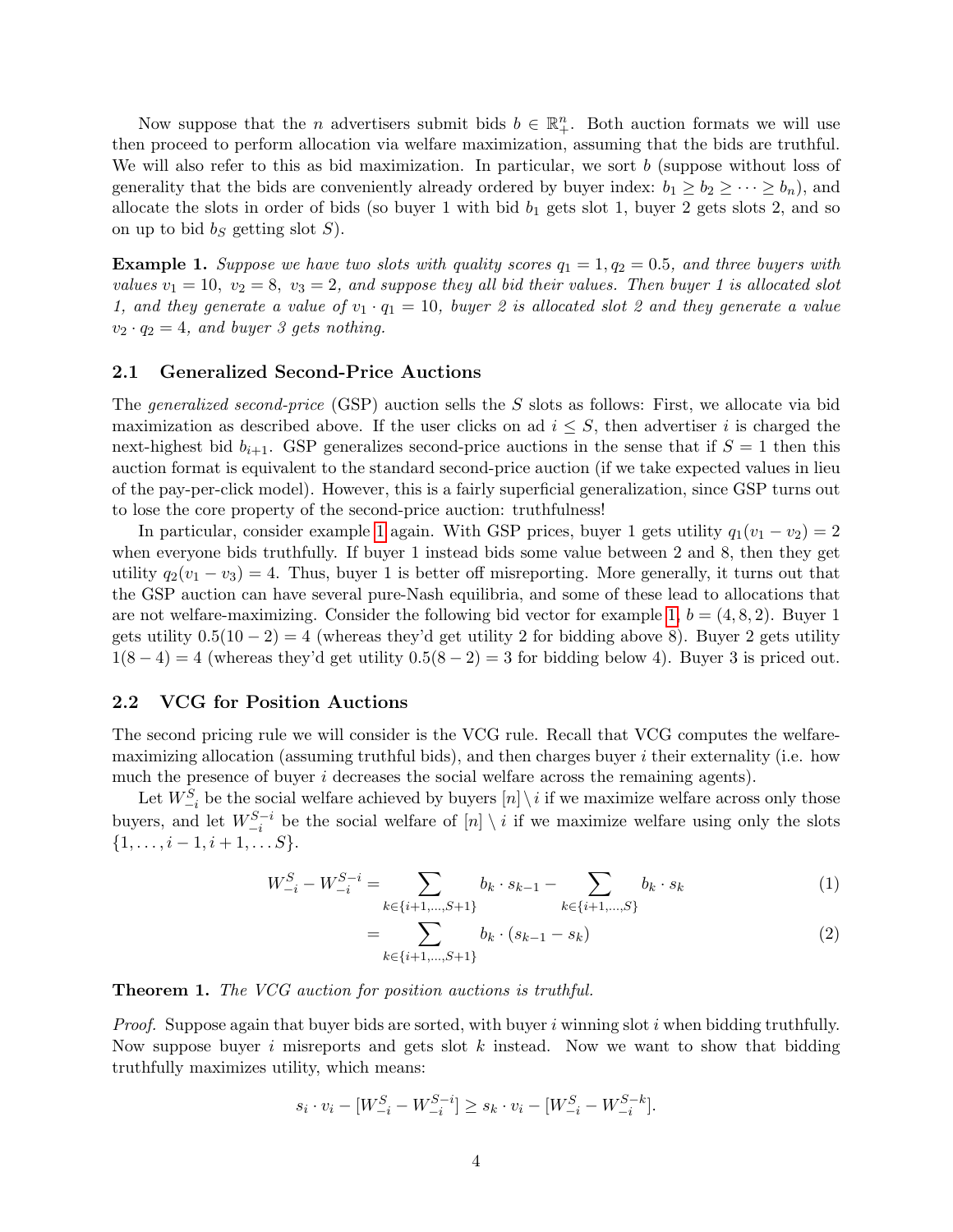Now suppose that the $n$ advertisers submit bids $b \in \mathbb{R}^n_+$. Both auction formats we will use then proceed to perform allocation via welfare maximization, assuming that the bids are truthful. We will also refer to this as bid maximization. In particular, we sort $b$ (suppose without loss of generality that the bids are conveniently already ordered by buyer index: $b_1 \geq b_2 \geq \cdots \geq b_n$), and allocate the slots in order of bids (so buyer 1 with bid $b_1$ gets slot 1, buyer 2 gets slots 2, and so on up to bid $b_S$ getting slot $S$).

**Example 1.** *Suppose we have two slots with quality scores $q_1 = 1, q_2 = 0.5$, and three buyers with values $v_1 = 10,\ v_2 = 8,\ v_3 = 2$, and suppose they all bid their values. Then buyer 1 is allocated slot 1, and they generate a value of $v_1 \cdot q_1 = 10$, buyer 2 is allocated slot 2 and they generate a value $v_2 \cdot q_2 = 4$, and buyer 3 gets nothing.*

### 2.1 Generalized Second-Price Auctions

The *generalized second-price* (GSP) auction sells the $S$ slots as follows: First, we allocate via bid maximization as described above. If the user clicks on ad $i \leq S$, then advertiser $i$ is charged the next-highest bid $b_{i+1}$. GSP generalizes second-price auctions in the sense that if $S = 1$ then this auction format is equivalent to the standard second-price auction (if we take expected values in lieu of the pay-per-click model). However, this is a fairly superficial generalization, since GSP turns out to lose the core property of the second-price auction: truthfulness!

In particular, consider example 1 again. With GSP prices, buyer 1 gets utility $q_1(v_1 - v_2) = 2$ when everyone bids truthfully. If buyer 1 instead bids some value between 2 and 8, then they get utility $q_2(v_1 - v_3) = 4$. Thus, buyer 1 is better off misreporting. More generally, it turns out that the GSP auction can have several pure-Nash equilibria, and some of these lead to allocations that are not welfare-maximizing. Consider the following bid vector for example 1, $b = (4, 8, 2)$. Buyer 1 gets utility $0.5(10 - 2) = 4$ (whereas they'd get utility 2 for bidding above 8). Buyer 2 gets utility $1(8 - 4) = 4$ (whereas they'd get utility $0.5(8 - 2) = 3$ for bidding below 4). Buyer 3 is priced out.

### 2.2 VCG for Position Auctions

The second pricing rule we will consider is the VCG rule. Recall that VCG computes the welfare-maximizing allocation (assuming truthful bids), and then charges buyer $i$ their externality (i.e. how much the presence of buyer $i$ decreases the social welfare across the remaining agents).

Let $W^S_{-i}$ be the social welfare achieved by buyers $[n] \setminus i$ if we maximize welfare across only those buyers, and let $W^{S-i}_{-i}$ be the social welfare of $[n] \setminus i$ if we maximize welfare using only the slots $\{1, \dots, i-1, i+1, \dots S\}$.

$$W^S_{-i} - W^{S-i}_{-i} = \sum_{k \in \{i+1,\dots,S+1\}} b_k \cdot s_{k-1} - \sum_{k \in \{i+1,\dots,S\}} b_k \cdot s_k \tag{1}$$

$$= \sum_{k \in \{i+1,\dots,S+1\}} b_k \cdot (s_{k-1} - s_k) \tag{2}$$

**Theorem 1.** *The VCG auction for position auctions is truthful.*

*Proof.* Suppose again that buyer bids are sorted, with buyer $i$ winning slot $i$ when bidding truthfully. Now suppose buyer $i$ misreports and gets slot $k$ instead. Now we want to show that bidding truthfully maximizes utility, which means:

$$s_i \cdot v_i - [W^S_{-i} - W^{S-i}_{-i}] \geq s_k \cdot v_i - [W^S_{-i} - W^{S-k}_{-i}].$$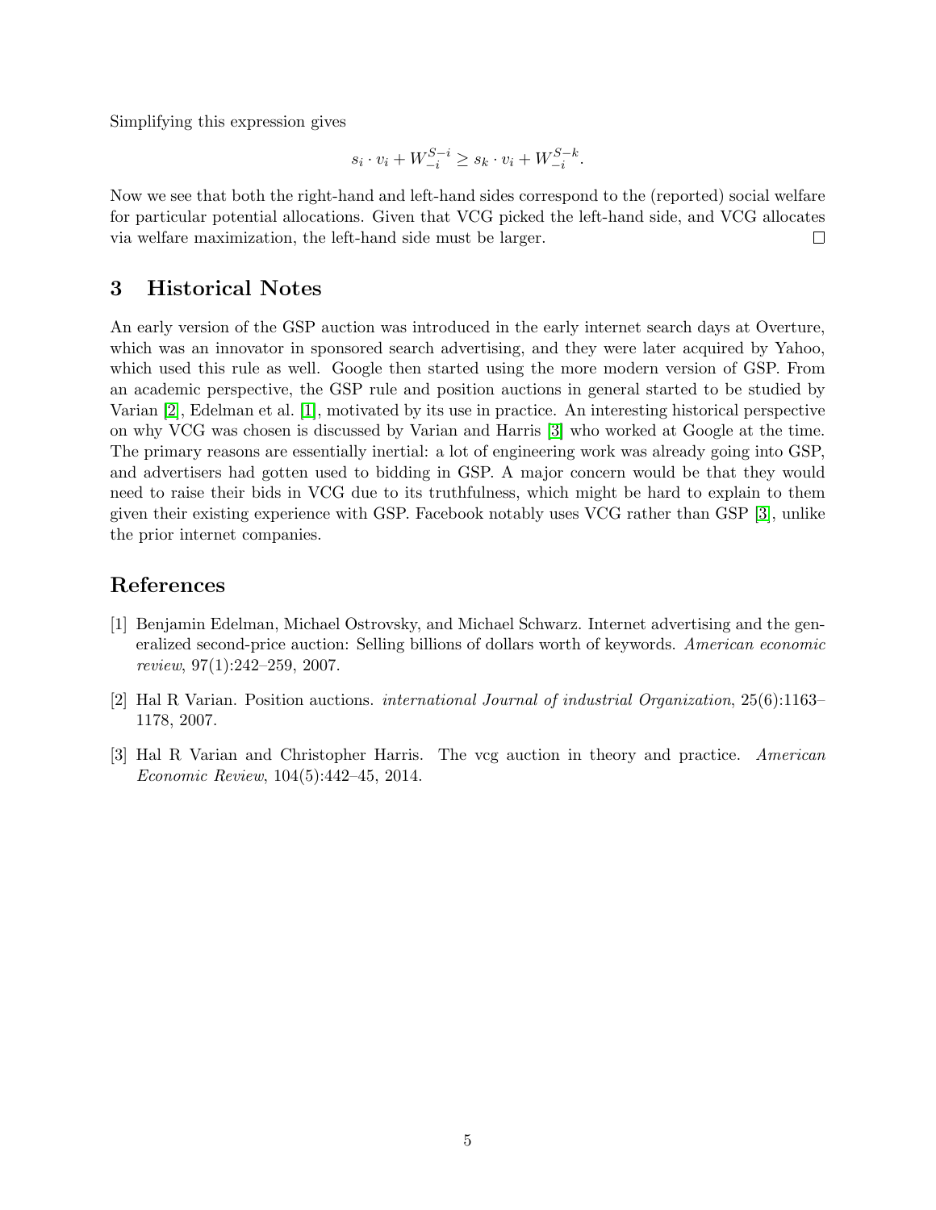Simplifying this expression gives

$$s_i \cdot v_i + W_{-i}^{S-i} \geq s_k \cdot v_i + W_{-i}^{S-k}.$$

Now we see that both the right-hand and left-hand sides correspond to the (reported) social welfare for particular potential allocations. Given that VCG picked the left-hand side, and VCG allocates via welfare maximization, the left-hand side must be larger. □

## 3 Historical Notes

An early version of the GSP auction was introduced in the early internet search days at Overture, which was an innovator in sponsored search advertising, and they were later acquired by Yahoo, which used this rule as well. Google then started using the more modern version of GSP. From an academic perspective, the GSP rule and position auctions in general started to be studied by Varian [2], Edelman et al. [1], motivated by its use in practice. An interesting historical perspective on why VCG was chosen is discussed by Varian and Harris [3] who worked at Google at the time. The primary reasons are essentially inertial: a lot of engineering work was already going into GSP, and advertisers had gotten used to bidding in GSP. A major concern would be that they would need to raise their bids in VCG due to its truthfulness, which might be hard to explain to them given their existing experience with GSP. Facebook notably uses VCG rather than GSP [3], unlike the prior internet companies.

## References

[1] Benjamin Edelman, Michael Ostrovsky, and Michael Schwarz. Internet advertising and the generalized second-price auction: Selling billions of dollars worth of keywords. *American economic review*, 97(1):242–259, 2007.

[2] Hal R Varian. Position auctions. *international Journal of industrial Organization*, 25(6):1163–1178, 2007.

[3] Hal R Varian and Christopher Harris. The vcg auction in theory and practice. *American Economic Review*, 104(5):442–45, 2014.